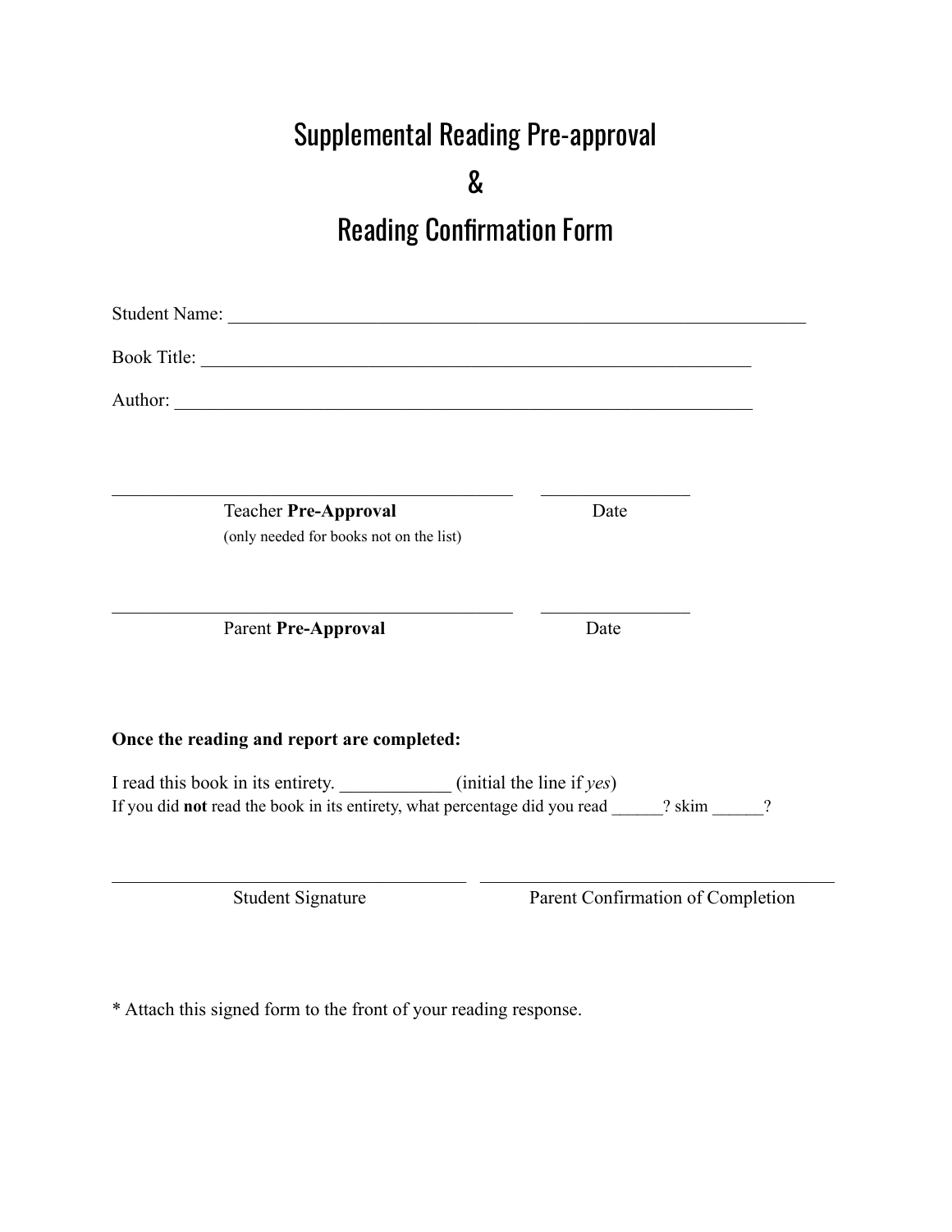# Supplemental Reading Pre-approval
# &
# Reading Confirmation Form

Student Name: _________________________________________________________________

Book Title: ______________________________________________________________

Author: _________________________________________________________________

_____________________________________________ _________________

Teacher **Pre-Approval** Date
(only needed for books not on the list)

_____________________________________________ _________________

Parent **Pre-Approval** Date

**Once the reading and report are completed:**

I read this book in its entirety. ____________ (initial the line if *yes*)
If you did **not** read the book in its entirety, what percentage did you read ______? skim ______?

________________________________________ ________________________________________

Student Signature Parent Confirmation of Completion

* Attach this signed form to the front of your reading response.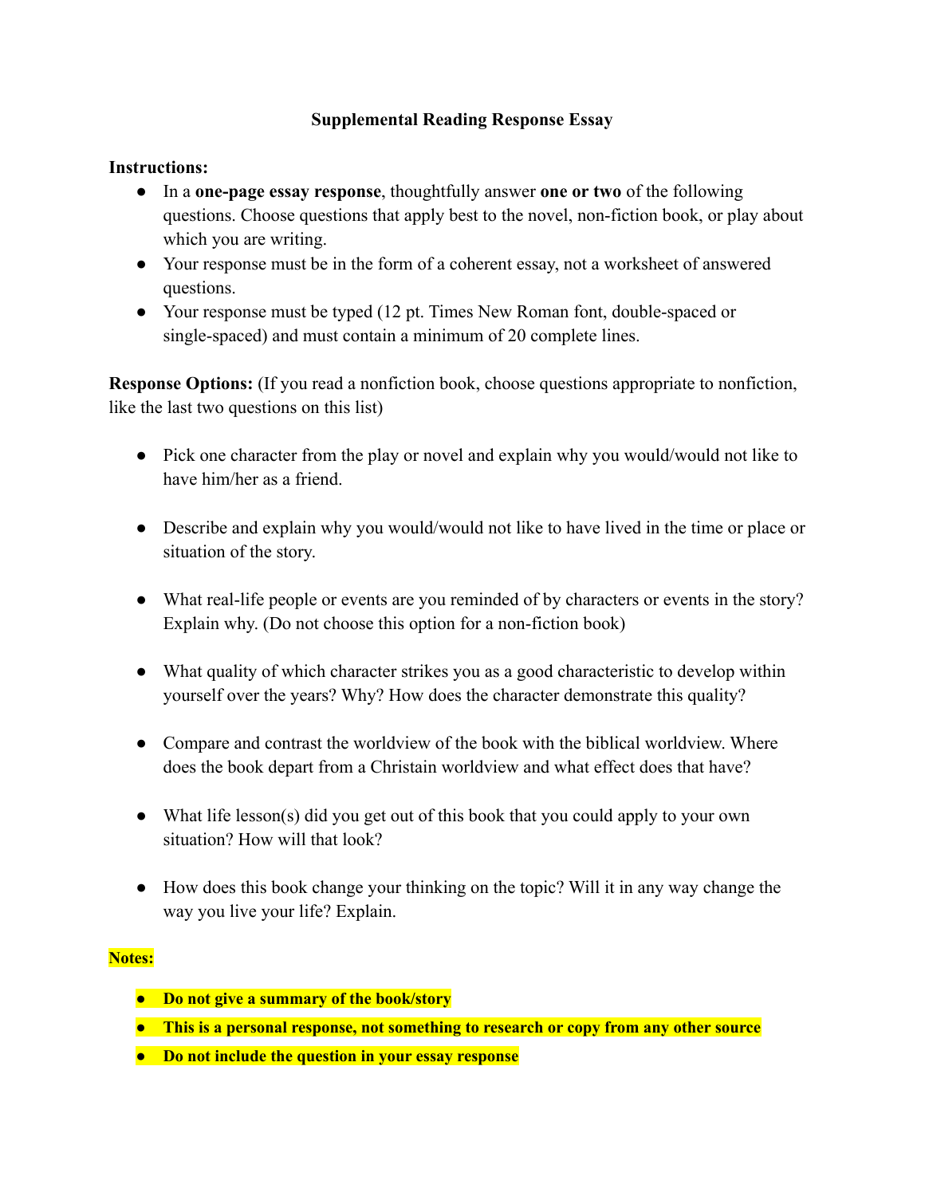**Supplemental Reading Response Essay**

**Instructions:**

- In a **one-page essay response**, thoughtfully answer **one or two** of the following questions. Choose questions that apply best to the novel, non-fiction book, or play about which you are writing.
- Your response must be in the form of a coherent essay, not a worksheet of answered questions.
- Your response must be typed (12 pt. Times New Roman font, double-spaced or single-spaced) and must contain a minimum of 20 complete lines.

**Response Options:** (If you read a nonfiction book, choose questions appropriate to nonfiction, like the last two questions on this list)

- Pick one character from the play or novel and explain why you would/would not like to have him/her as a friend.
- Describe and explain why you would/would not like to have lived in the time or place or situation of the story.
- What real-life people or events are you reminded of by characters or events in the story? Explain why. (Do not choose this option for a non-fiction book)
- What quality of which character strikes you as a good characteristic to develop within yourself over the years? Why? How does the character demonstrate this quality?
- Compare and contrast the worldview of the book with the biblical worldview. Where does the book depart from a Christain worldview and what effect does that have?
- What life lesson(s) did you get out of this book that you could apply to your own situation? How will that look?
- How does this book change your thinking on the topic? Will it in any way change the way you live your life? Explain.

**Notes:**

- **Do not give a summary of the book/story**
- **This is a personal response, not something to research or copy from any other source**
- **Do not include the question in your essay response**